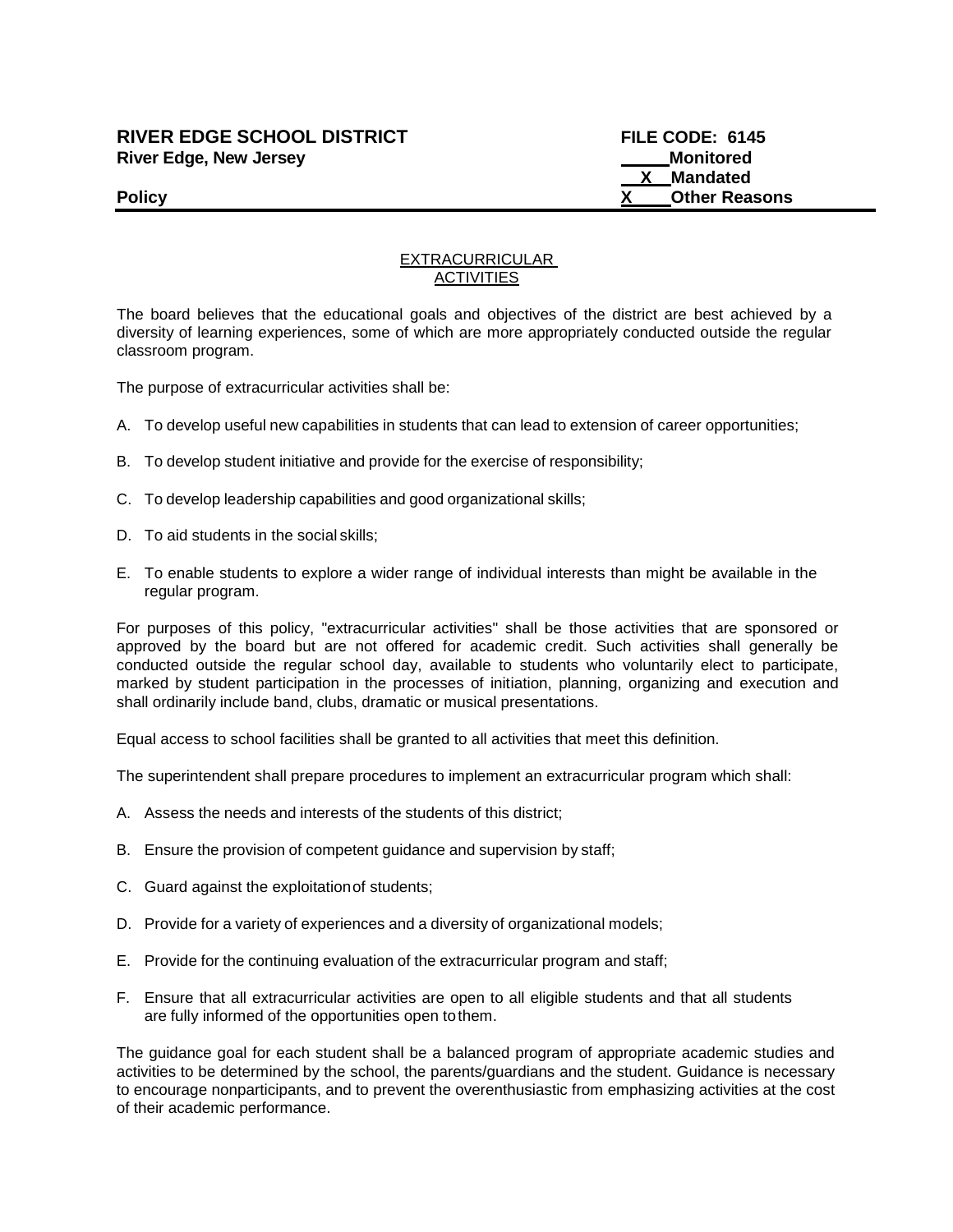**RIVER EDGE SCHOOL DISTRICT** **FILE CODE: 6145**
**River Edge, New Jersey** ____ **Monitored**
__X__ **Mandated**
**Policy** X____ **Other Reasons**

## EXTRACURRICULAR ACTIVITIES

The board believes that the educational goals and objectives of the district are best achieved by a diversity of learning experiences, some of which are more appropriately conducted outside the regular classroom program.

The purpose of extracurricular activities shall be:

A. To develop useful new capabilities in students that can lead to extension of career opportunities;

B. To develop student initiative and provide for the exercise of responsibility;

C. To develop leadership capabilities and good organizational skills;

D. To aid students in the social skills;

E. To enable students to explore a wider range of individual interests than might be available in the regular program.

For purposes of this policy, "extracurricular activities" shall be those activities that are sponsored or approved by the board but are not offered for academic credit. Such activities shall generally be conducted outside the regular school day, available to students who voluntarily elect to participate, marked by student participation in the processes of initiation, planning, organizing and execution and shall ordinarily include band, clubs, dramatic or musical presentations.

Equal access to school facilities shall be granted to all activities that meet this definition.

The superintendent shall prepare procedures to implement an extracurricular program which shall:

A. Assess the needs and interests of the students of this district;

B. Ensure the provision of competent guidance and supervision by staff;

C. Guard against the exploitation of students;

D. Provide for a variety of experiences and a diversity of organizational models;

E. Provide for the continuing evaluation of the extracurricular program and staff;

F. Ensure that all extracurricular activities are open to all eligible students and that all students are fully informed of the opportunities open to them.

The guidance goal for each student shall be a balanced program of appropriate academic studies and activities to be determined by the school, the parents/guardians and the student. Guidance is necessary to encourage nonparticipants, and to prevent the overenthusiastic from emphasizing activities at the cost of their academic performance.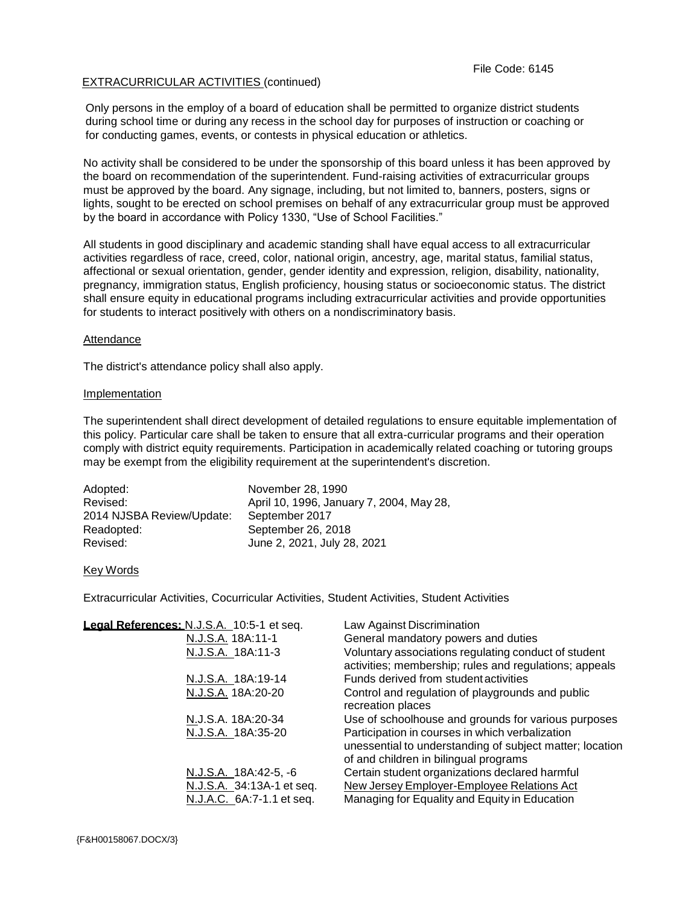EXTRACURRICULAR ACTIVITIES (continued)

Only persons in the employ of a board of education shall be permitted to organize district students during school time or during any recess in the school day for purposes of instruction or coaching or for conducting games, events, or contests in physical education or athletics.

No activity shall be considered to be under the sponsorship of this board unless it has been approved by the board on recommendation of the superintendent. Fund-raising activities of extracurricular groups must be approved by the board. Any signage, including, but not limited to, banners, posters, signs or lights, sought to be erected on school premises on behalf of any extracurricular group must be approved by the board in accordance with Policy 1330, "Use of School Facilities."

All students in good disciplinary and academic standing shall have equal access to all extracurricular activities regardless of race, creed, color, national origin, ancestry, age, marital status, familial status, affectional or sexual orientation, gender, gender identity and expression, religion, disability, nationality, pregnancy, immigration status, English proficiency, housing status or socioeconomic status. The district shall ensure equity in educational programs including extracurricular activities and provide opportunities for students to interact positively with others on a nondiscriminatory basis.

## Attendance

The district's attendance policy shall also apply.

## Implementation

The superintendent shall direct development of detailed regulations to ensure equitable implementation of this policy. Particular care shall be taken to ensure that all extra-curricular programs and their operation comply with district equity requirements. Participation in academically related coaching or tutoring groups may be exempt from the eligibility requirement at the superintendent's discretion.

| | |
|---|---|
| Adopted: | November 28, 1990 |
| Revised: | April 10, 1996, January 7, 2004, May 28, |
| 2014 NJSBA Review/Update: | September 2017 |
| Readopted: | September 26, 2018 |
| Revised: | June 2, 2021, July 28, 2021 |

## Key Words

Extracurricular Activities, Cocurricular Activities, Student Activities, Student Activities

**Legal References:**

| | |
|---|---|
| N.J.S.A. 10:5-1 et seq. | Law Against Discrimination |
| N.J.S.A. 18A:11-1 | General mandatory powers and duties |
| N.J.S.A. 18A:11-3 | Voluntary associations regulating conduct of student activities; membership; rules and regulations; appeals |
| N.J.S.A. 18A:19-14 | Funds derived from student activities |
| N.J.S.A. 18A:20-20 | Control and regulation of playgrounds and public recreation places |
| N.J.S.A. 18A:20-34 | Use of schoolhouse and grounds for various purposes |
| N.J.S.A. 18A:35-20 | Participation in courses in which verbalization unessential to understanding of subject matter; location of and children in bilingual programs |
| N.J.S.A. 18A:42-5, -6 | Certain student organizations declared harmful |
| N.J.S.A. 34:13A-1 et seq. | New Jersey Employer-Employee Relations Act |
| N.J.A.C. 6A:7-1.1 et seq. | Managing for Equality and Equity in Education |

{F&H00158067.DOCX/3}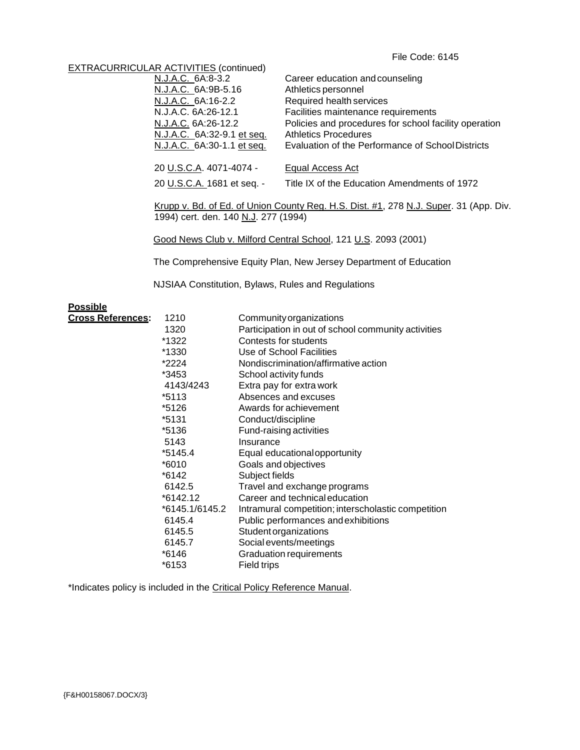File Code: 6145

EXTRACURRICULAR ACTIVITIES (continued)

| | |
|---|---|
| N.J.A.C. 6A:8-3.2 | Career education and counseling |
| N.J.A.C. 6A:9B-5.16 | Athletics personnel |
| N.J.A.C. 6A:16-2.2 | Required health services |
| N.J.A.C. 6A:26-12.1 | Facilities maintenance requirements |
| N.J.A.C. 6A:26-12.2 | Policies and procedures for school facility operation |
| N.J.A.C. 6A:32-9.1 et seq. | Athletics Procedures |
| N.J.A.C. 6A:30-1.1 et seq. | Evaluation of the Performance of School Districts |
| 20 U.S.C.A. 4071-4074 - | Equal Access Act |
| 20 U.S.C.A. 1681 et seq. - | Title IX of the Education Amendments of 1972 |

Krupp v. Bd. of Ed. of Union County Reg. H.S. Dist. #1, 278 N.J. Super. 31 (App. Div. 1994) cert. den. 140 N.J. 277 (1994)

Good News Club v. Milford Central School, 121 U.S. 2093 (2001)

The Comprehensive Equity Plan, New Jersey Department of Education

NJSIAA Constitution, Bylaws, Rules and Regulations

**Possible Cross References:**

| | |
|---|---|
| 1210 | Community organizations |
| 1320 | Participation in out of school community activities |
| *1322 | Contests for students |
| *1330 | Use of School Facilities |
| *2224 | Nondiscrimination/affirmative action |
| *3453 | School activity funds |
| 4143/4243 | Extra pay for extra work |
| *5113 | Absences and excuses |
| *5126 | Awards for achievement |
| *5131 | Conduct/discipline |
| *5136 | Fund-raising activities |
| 5143 | Insurance |
| *5145.4 | Equal educational opportunity |
| *6010 | Goals and objectives |
| *6142 | Subject fields |
| 6142.5 | Travel and exchange programs |
| *6142.12 | Career and technical education |
| *6145.1/6145.2 | Intramural competition; interscholastic competition |
| 6145.4 | Public performances and exhibitions |
| 6145.5 | Student organizations |
| 6145.7 | Social events/meetings |
| *6146 | Graduation requirements |
| *6153 | Field trips |

*Indicates policy is included in the Critical Policy Reference Manual.

{F&H00158067.DOCX/3}